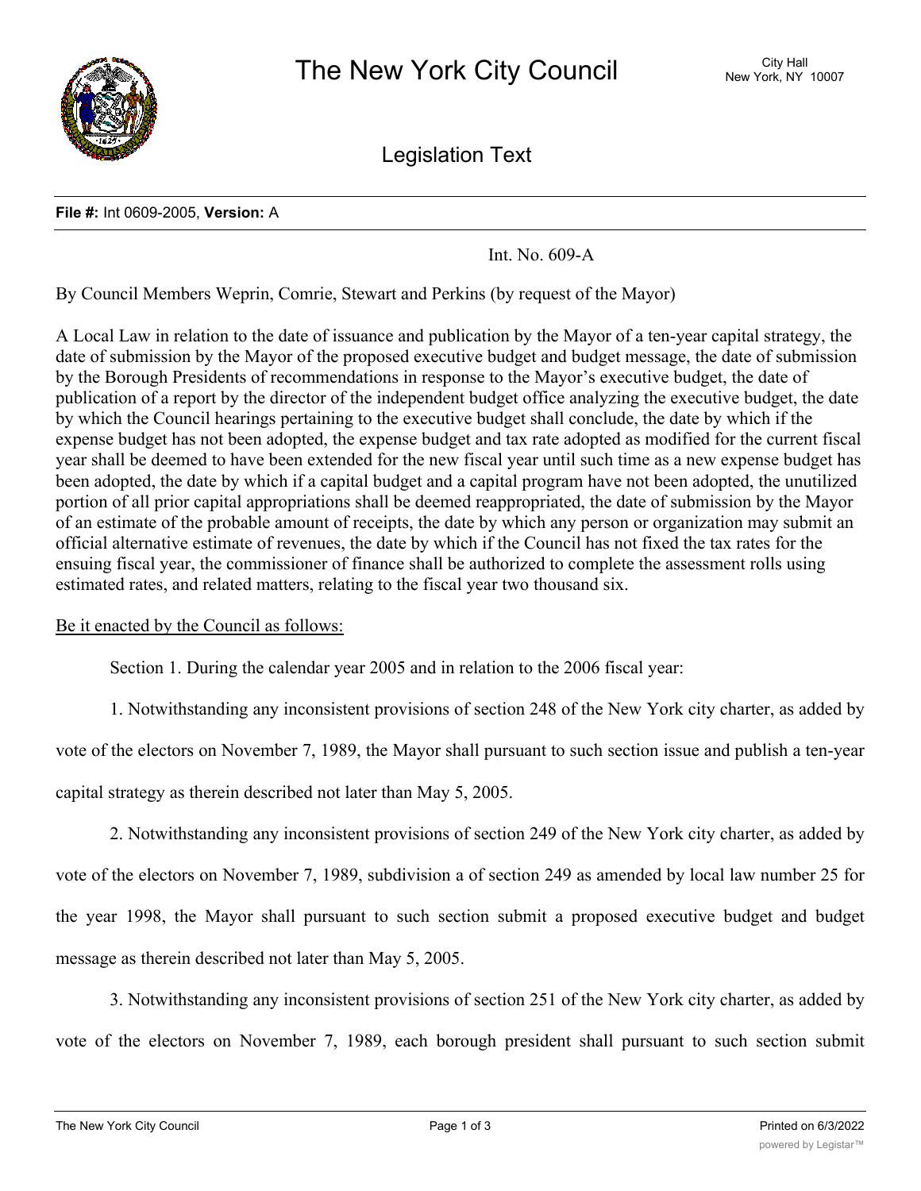# The New York City Council

City Hall
New York, NY 10007

## Legislation Text

**File #:** Int 0609-2005, **Version:** A

Int. No. 609-A

By Council Members Weprin, Comrie, Stewart and Perkins (by request of the Mayor)

A Local Law in relation to the date of issuance and publication by the Mayor of a ten-year capital strategy, the date of submission by the Mayor of the proposed executive budget and budget message, the date of submission by the Borough Presidents of recommendations in response to the Mayor's executive budget, the date of publication of a report by the director of the independent budget office analyzing the executive budget, the date by which the Council hearings pertaining to the executive budget shall conclude, the date by which if the expense budget has not been adopted, the expense budget and tax rate adopted as modified for the current fiscal year shall be deemed to have been extended for the new fiscal year until such time as a new expense budget has been adopted, the date by which if a capital budget and a capital program have not been adopted, the unutilized portion of all prior capital appropriations shall be deemed reappropriated, the date of submission by the Mayor of an estimate of the probable amount of receipts, the date by which any person or organization may submit an official alternative estimate of revenues, the date by which if the Council has not fixed the tax rates for the ensuing fiscal year, the commissioner of finance shall be authorized to complete the assessment rolls using estimated rates, and related matters, relating to the fiscal year two thousand six.

Be it enacted by the Council as follows:

Section 1. During the calendar year 2005 and in relation to the 2006 fiscal year:

1. Notwithstanding any inconsistent provisions of section 248 of the New York city charter, as added by vote of the electors on November 7, 1989, the Mayor shall pursuant to such section issue and publish a ten-year capital strategy as therein described not later than May 5, 2005.

2. Notwithstanding any inconsistent provisions of section 249 of the New York city charter, as added by vote of the electors on November 7, 1989, subdivision a of section 249 as amended by local law number 25 for the year 1998, the Mayor shall pursuant to such section submit a proposed executive budget and budget message as therein described not later than May 5, 2005.

3. Notwithstanding any inconsistent provisions of section 251 of the New York city charter, as added by vote of the electors on November 7, 1989, each borough president shall pursuant to such section submit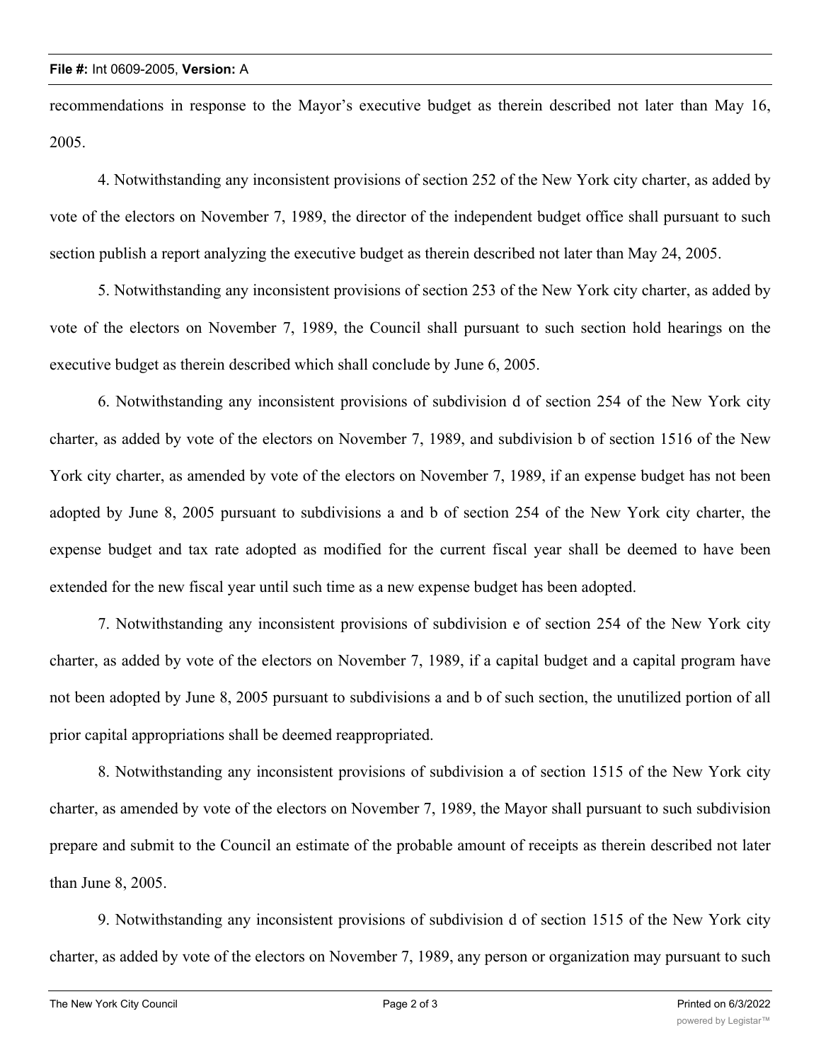recommendations in response to the Mayor's executive budget as therein described not later than May 16, 2005.

4. Notwithstanding any inconsistent provisions of section 252 of the New York city charter, as added by vote of the electors on November 7, 1989, the director of the independent budget office shall pursuant to such section publish a report analyzing the executive budget as therein described not later than May 24, 2005.

5. Notwithstanding any inconsistent provisions of section 253 of the New York city charter, as added by vote of the electors on November 7, 1989, the Council shall pursuant to such section hold hearings on the executive budget as therein described which shall conclude by June 6, 2005.

6. Notwithstanding any inconsistent provisions of subdivision d of section 254 of the New York city charter, as added by vote of the electors on November 7, 1989, and subdivision b of section 1516 of the New York city charter, as amended by vote of the electors on November 7, 1989, if an expense budget has not been adopted by June 8, 2005 pursuant to subdivisions a and b of section 254 of the New York city charter, the expense budget and tax rate adopted as modified for the current fiscal year shall be deemed to have been extended for the new fiscal year until such time as a new expense budget has been adopted.

7. Notwithstanding any inconsistent provisions of subdivision e of section 254 of the New York city charter, as added by vote of the electors on November 7, 1989, if a capital budget and a capital program have not been adopted by June 8, 2005 pursuant to subdivisions a and b of such section, the unutilized portion of all prior capital appropriations shall be deemed reappropriated.

8. Notwithstanding any inconsistent provisions of subdivision a of section 1515 of the New York city charter, as amended by vote of the electors on November 7, 1989, the Mayor shall pursuant to such subdivision prepare and submit to the Council an estimate of the probable amount of receipts as therein described not later than June 8, 2005.

9. Notwithstanding any inconsistent provisions of subdivision d of section 1515 of the New York city charter, as added by vote of the electors on November 7, 1989, any person or organization may pursuant to such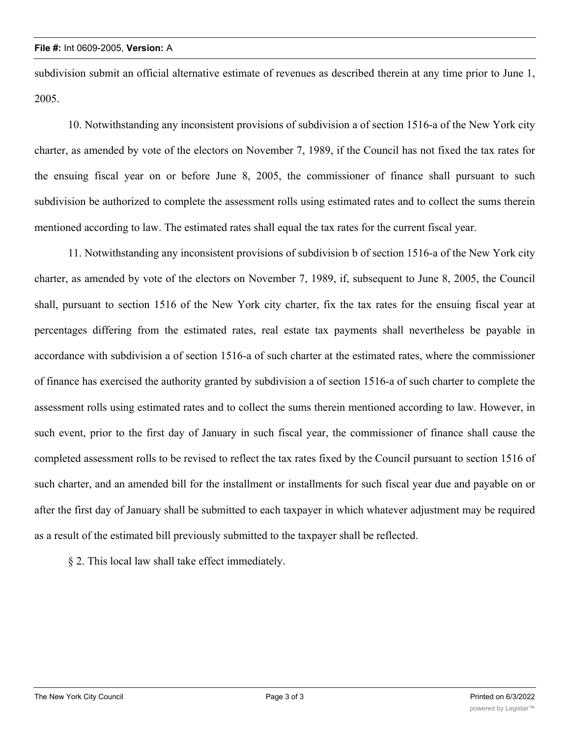subdivision submit an official alternative estimate of revenues as described therein at any time prior to June 1, 2005.

10. Notwithstanding any inconsistent provisions of subdivision a of section 1516-a of the New York city charter, as amended by vote of the electors on November 7, 1989, if the Council has not fixed the tax rates for the ensuing fiscal year on or before June 8, 2005, the commissioner of finance shall pursuant to such subdivision be authorized to complete the assessment rolls using estimated rates and to collect the sums therein mentioned according to law. The estimated rates shall equal the tax rates for the current fiscal year.

11. Notwithstanding any inconsistent provisions of subdivision b of section 1516-a of the New York city charter, as amended by vote of the electors on November 7, 1989, if, subsequent to June 8, 2005, the Council shall, pursuant to section 1516 of the New York city charter, fix the tax rates for the ensuing fiscal year at percentages differing from the estimated rates, real estate tax payments shall nevertheless be payable in accordance with subdivision a of section 1516-a of such charter at the estimated rates, where the commissioner of finance has exercised the authority granted by subdivision a of section 1516-a of such charter to complete the assessment rolls using estimated rates and to collect the sums therein mentioned according to law. However, in such event, prior to the first day of January in such fiscal year, the commissioner of finance shall cause the completed assessment rolls to be revised to reflect the tax rates fixed by the Council pursuant to section 1516 of such charter, and an amended bill for the installment or installments for such fiscal year due and payable on or after the first day of January shall be submitted to each taxpayer in which whatever adjustment may be required as a result of the estimated bill previously submitted to the taxpayer shall be reflected.

§ 2. This local law shall take effect immediately.